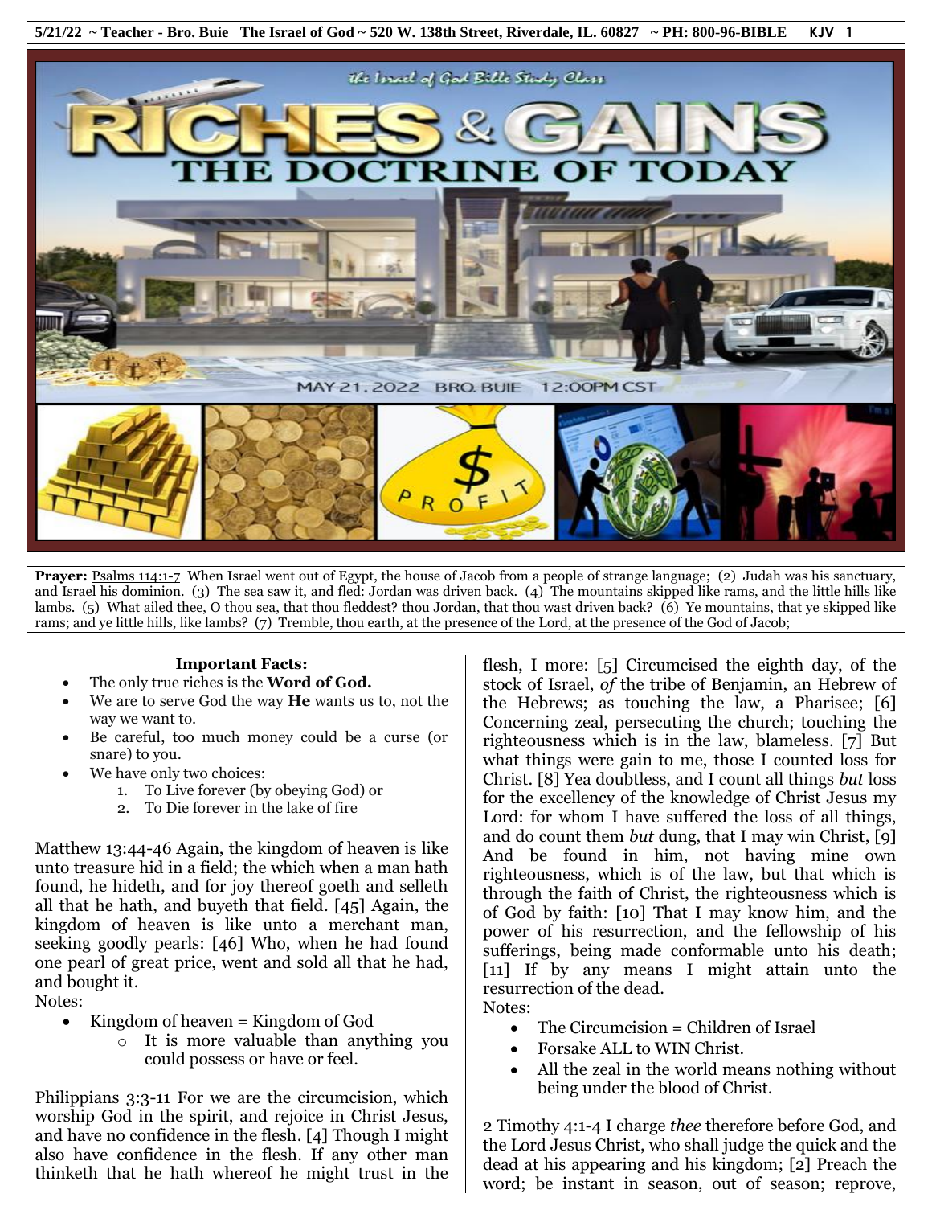5/21/22 ~ Teacher - Bro. Buie The Israel of God ~ 520 W. 138th Street, Riverdale, IL. 60827 ~ PH: 800-96-BIBLE KJV

the Israel of God Bible Study Class

# RICHES & GAINS

## THE DOCTRINE OF TODAY

MAY 21, 2022 BRO. BUIE 12:00PM CST

**Prayer:** Psalms 114:1-7 When Israel went out of Egypt, the house of Jacob from a people of strange language; (2) Judah was his sanctuary, and Israel his dominion. (3) The sea saw it, and fled: Jordan was driven back. (4) The mountains skipped like rams, and the little hills like lambs. (5) What ailed thee, O thou sea, that thou fleddest? thou Jordan, that thou wast driven back? (6) Ye mountains, that ye skipped like rams; and ye little hills, like lambs? (7) Tremble, thou earth, at the presence of the Lord, at the presence of the God of Jacob;

**Important Facts:**

- The only true riches is the **Word of God.**
- We are to serve God the way **He** wants us to, not the way we want to.
- Be careful, too much money could be a curse (or snare) to you.
- We have only two choices:
  1. To Live forever (by obeying God) or
  2. To Die forever in the lake of fire

Matthew 13:44-46 Again, the kingdom of heaven is like unto treasure hid in a field; the which when a man hath found, he hideth, and for joy thereof goeth and selleth all that he hath, and buyeth that field. [45] Again, the kingdom of heaven is like unto a merchant man, seeking goodly pearls: [46] Who, when he had found one pearl of great price, went and sold all that he had, and bought it.

Notes:

- Kingdom of heaven = Kingdom of God
  - It is more valuable than anything you could possess or have or feel.

Philippians 3:3-11 For we are the circumcision, which worship God in the spirit, and rejoice in Christ Jesus, and have no confidence in the flesh. [4] Though I might also have confidence in the flesh. If any other man thinketh that he hath whereof he might trust in the flesh, I more: [5] Circumcised the eighth day, of the stock of Israel, *of* the tribe of Benjamin, an Hebrew of the Hebrews; as touching the law, a Pharisee; [6] Concerning zeal, persecuting the church; touching the righteousness which is in the law, blameless. [7] But what things were gain to me, those I counted loss for Christ. [8] Yea doubtless, and I count all things *but* loss for the excellency of the knowledge of Christ Jesus my Lord: for whom I have suffered the loss of all things, and do count them *but* dung, that I may win Christ, [9] And be found in him, not having mine own righteousness, which is of the law, but that which is through the faith of Christ, the righteousness which is of God by faith: [10] That I may know him, and the power of his resurrection, and the fellowship of his sufferings, being made conformable unto his death; [11] If by any means I might attain unto the resurrection of the dead.

Notes:

- The Circumcision = Children of Israel
- Forsake ALL to WIN Christ.
- All the zeal in the world means nothing without being under the blood of Christ.

2 Timothy 4:1-4 I charge *thee* therefore before God, and the Lord Jesus Christ, who shall judge the quick and the dead at his appearing and his kingdom; [2] Preach the word; be instant in season, out of season; reprove,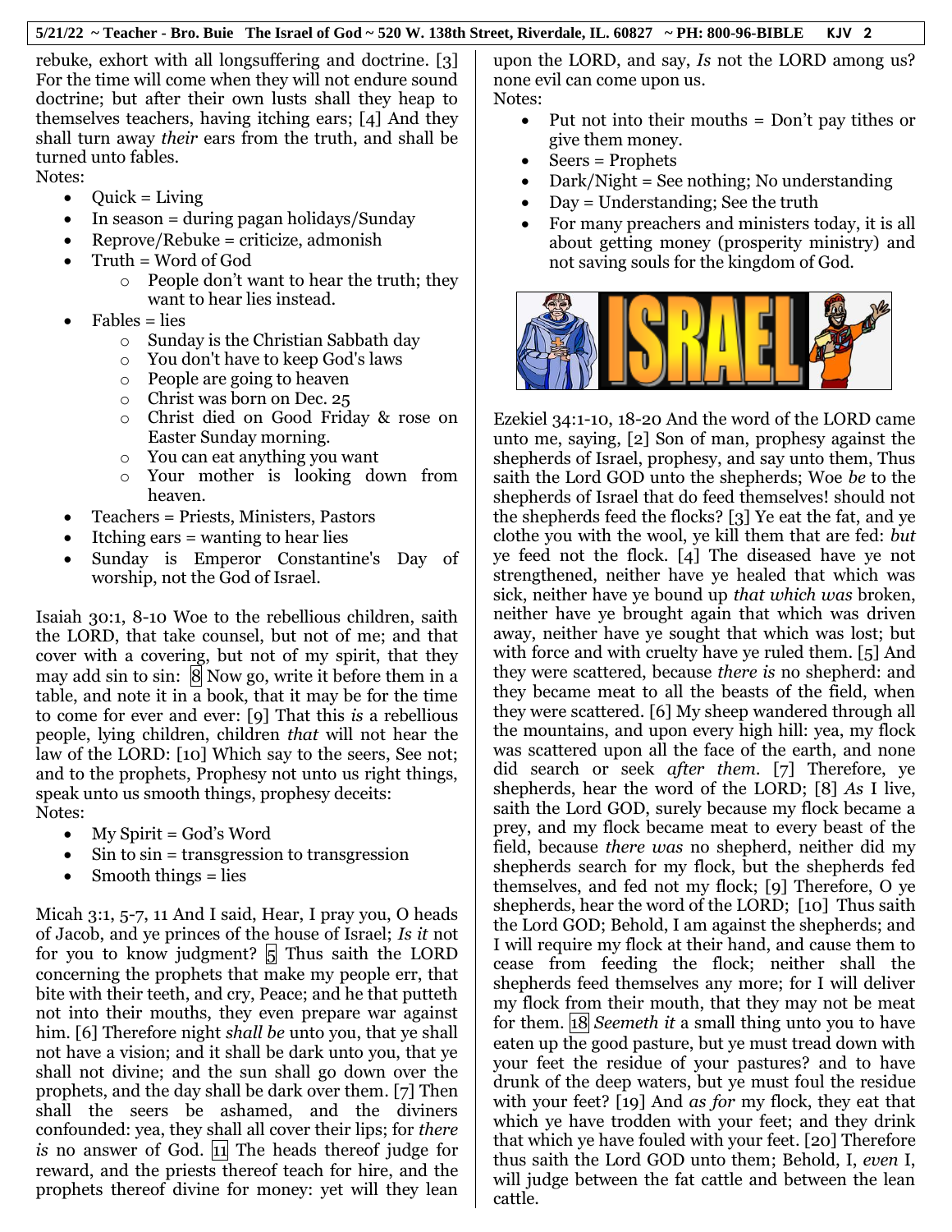rebuke, exhort with all longsuffering and doctrine. [3] For the time will come when they will not endure sound doctrine; but after their own lusts shall they heap to themselves teachers, having itching ears; [4] And they shall turn away *their* ears from the truth, and shall be turned unto fables.

Notes:

- Quick = Living
- In season = during pagan holidays/Sunday
- Reprove/Rebuke = criticize, admonish
- Truth = Word of God
  - People don't want to hear the truth; they want to hear lies instead.
- Fables = lies
  - Sunday is the Christian Sabbath day
  - You don't have to keep God's laws
  - People are going to heaven
  - Christ was born on Dec. 25
  - Christ died on Good Friday & rose on Easter Sunday morning.
  - You can eat anything you want
  - Your mother is looking down from heaven.
- Teachers = Priests, Ministers, Pastors
- Itching ears = wanting to hear lies
- Sunday is Emperor Constantine's Day of worship, not the God of Israel.

Isaiah 30:1, 8-10 Woe to the rebellious children, saith the LORD, that take counsel, but not of me; and that cover with a covering, but not of my spirit, that they may add sin to sin: [8] Now go, write it before them in a table, and note it in a book, that it may be for the time to come for ever and ever: [9] That this *is* a rebellious people, lying children, children *that* will not hear the law of the LORD: [10] Which say to the seers, See not; and to the prophets, Prophesy not unto us right things, speak unto us smooth things, prophesy deceits:

Notes:

- My Spirit = God's Word
- Sin to sin = transgression to transgression
- Smooth things = lies

Micah 3:1, 5-7, 11 And I said, Hear, I pray you, O heads of Jacob, and ye princes of the house of Israel; *Is it* not for you to know judgment? [5] Thus saith the LORD concerning the prophets that make my people err, that bite with their teeth, and cry, Peace; and he that putteth not into their mouths, they even prepare war against him. [6] Therefore night *shall be* unto you, that ye shall not have a vision; and it shall be dark unto you, that ye shall not divine; and the sun shall go down over the prophets, and the day shall be dark over them. [7] Then shall the seers be ashamed, and the diviners confounded: yea, they shall all cover their lips; for *there is* no answer of God. [11] The heads thereof judge for reward, and the priests thereof teach for hire, and the prophets thereof divine for money: yet will they lean upon the LORD, and say, *Is* not the LORD among us? none evil can come upon us.

Notes:

- Put not into their mouths = Don't pay tithes or give them money.
- Seers = Prophets
- Dark/Night = See nothing; No understanding
- Day = Understanding; See the truth
- For many preachers and ministers today, it is all about getting money (prosperity ministry) and not saving souls for the kingdom of God.

Ezekiel 34:1-10, 18-20 And the word of the LORD came unto me, saying, [2] Son of man, prophesy against the shepherds of Israel, prophesy, and say unto them, Thus saith the Lord GOD unto the shepherds; Woe *be* to the shepherds of Israel that do feed themselves! should not the shepherds feed the flocks? [3] Ye eat the fat, and ye clothe you with the wool, ye kill them that are fed: *but* ye feed not the flock. [4] The diseased have ye not strengthened, neither have ye healed that which was sick, neither have ye bound up *that which was* broken, neither have ye brought again that which was driven away, neither have ye sought that which was lost; but with force and with cruelty have ye ruled them. [5] And they were scattered, because *there is* no shepherd: and they became meat to all the beasts of the field, when they were scattered. [6] My sheep wandered through all the mountains, and upon every high hill: yea, my flock was scattered upon all the face of the earth, and none did search or seek *after them*. [7] Therefore, ye shepherds, hear the word of the LORD; [8] *As* I live, saith the Lord GOD, surely because my flock became a prey, and my flock became meat to every beast of the field, because *there was* no shepherd, neither did my shepherds search for my flock, but the shepherds fed themselves, and fed not my flock; [9] Therefore, O ye shepherds, hear the word of the LORD; [10] Thus saith the Lord GOD; Behold, I am against the shepherds; and I will require my flock at their hand, and cause them to cease from feeding the flock; neither shall the shepherds feed themselves any more; for I will deliver my flock from their mouth, that they may not be meat for them. [18] *Seemeth it* a small thing unto you to have eaten up the good pasture, but ye must tread down with your feet the residue of your pastures? and to have drunk of the deep waters, but ye must foul the residue with your feet? [19] And *as for* my flock, they eat that which ye have trodden with your feet; and they drink that which ye have fouled with your feet. [20] Therefore thus saith the Lord GOD unto them; Behold, I, *even* I, will judge between the fat cattle and between the lean cattle.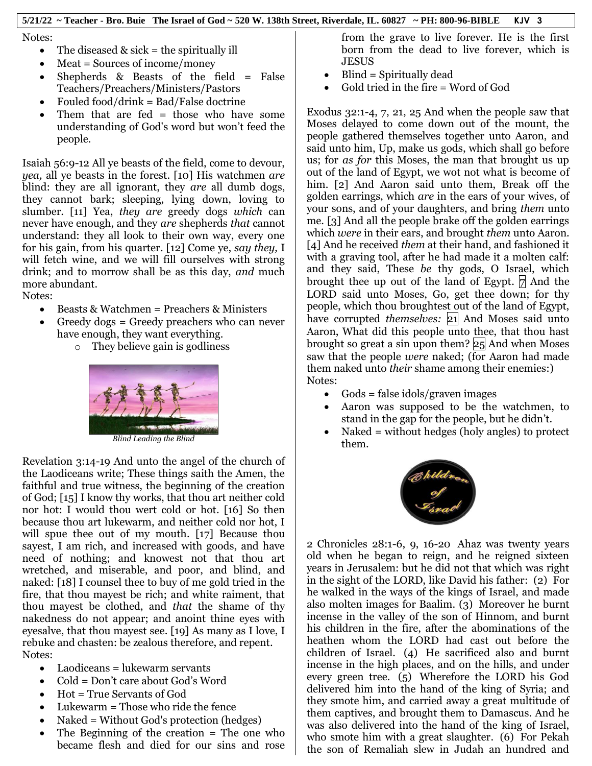Notes:

- The diseased & sick = the spiritually ill
- Meat = Sources of income/money
- Shepherds & Beasts of the field = False Teachers/Preachers/Ministers/Pastors
- Fouled food/drink = Bad/False doctrine
- Them that are fed = those who have some understanding of God's word but won't feed the people.

Isaiah 56:9-12 All ye beasts of the field, come to devour, *yea,* all ye beasts in the forest. [10] His watchmen *are* blind: they are all ignorant, they *are* all dumb dogs, they cannot bark; sleeping, lying down, loving to slumber. [11] Yea, *they are* greedy dogs *which* can never have enough, and they *are* shepherds *that* cannot understand: they all look to their own way, every one for his gain, from his quarter. [12] Come ye, *say they,* I will fetch wine, and we will fill ourselves with strong drink; and to morrow shall be as this day, *and* much more abundant.

Notes:

- Beasts & Watchmen = Preachers & Ministers
- Greedy dogs = Greedy preachers who can never have enough, they want everything.
  - They believe gain is godliness

*Blind Leading the Blind*

Revelation 3:14-19 And unto the angel of the church of the Laodiceans write; These things saith the Amen, the faithful and true witness, the beginning of the creation of God; [15] I know thy works, that thou art neither cold nor hot: I would thou wert cold or hot. [16] So then because thou art lukewarm, and neither cold nor hot, I will spue thee out of my mouth. [17] Because thou sayest, I am rich, and increased with goods, and have need of nothing; and knowest not that thou art wretched, and miserable, and poor, and blind, and naked: [18] I counsel thee to buy of me gold tried in the fire, that thou mayest be rich; and white raiment, that thou mayest be clothed, and *that* the shame of thy nakedness do not appear; and anoint thine eyes with eyesalve, that thou mayest see. [19] As many as I love, I rebuke and chasten: be zealous therefore, and repent.

Notes:

- Laodiceans = lukewarm servants
- Cold = Don't care about God's Word
- Hot = True Servants of God
- Lukewarm = Those who ride the fence
- Naked = Without God's protection (hedges)
- The Beginning of the creation = The one who became flesh and died for our sins and rose from the grave to live forever. He is the first born from the dead to live forever, which is JESUS
- Blind = Spiritually dead
- Gold tried in the fire = Word of God

Exodus 32:1-4, 7, 21, 25 And when the people saw that Moses delayed to come down out of the mount, the people gathered themselves together unto Aaron, and said unto him, Up, make us gods, which shall go before us; for *as for* this Moses, the man that brought us up out of the land of Egypt, we wot not what is become of him. [2] And Aaron said unto them, Break off the golden earrings, which *are* in the ears of your wives, of your sons, and of your daughters, and bring *them* unto me. [3] And all the people brake off the golden earrings which *were* in their ears, and brought *them* unto Aaron. [4] And he received *them* at their hand, and fashioned it with a graving tool, after he had made it a molten calf: and they said, These *be* thy gods, O Israel, which brought thee up out of the land of Egypt. 7 And the LORD said unto Moses, Go, get thee down; for thy people, which thou broughtest out of the land of Egypt, have corrupted *themselves:* 21 And Moses said unto Aaron, What did this people unto thee, that thou hast brought so great a sin upon them? 25 And when Moses saw that the people *were* naked; (for Aaron had made them naked unto *their* shame among their enemies:)

Notes:

- Gods = false idols/graven images
- Aaron was supposed to be the watchmen, to stand in the gap for the people, but he didn't.
- Naked = without hedges (holy angles) to protect them.

2 Chronicles 28:1-6, 9, 16-20 Ahaz was twenty years old when he began to reign, and he reigned sixteen years in Jerusalem: but he did not that which was right in the sight of the LORD, like David his father: (2) For he walked in the ways of the kings of Israel, and made also molten images for Baalim. (3) Moreover he burnt incense in the valley of the son of Hinnom, and burnt his children in the fire, after the abominations of the heathen whom the LORD had cast out before the children of Israel. (4) He sacrificed also and burnt incense in the high places, and on the hills, and under every green tree. (5) Wherefore the LORD his God delivered him into the hand of the king of Syria; and they smote him, and carried away a great multitude of them captives, and brought them to Damascus. And he was also delivered into the hand of the king of Israel, who smote him with a great slaughter. (6) For Pekah the son of Remaliah slew in Judah an hundred and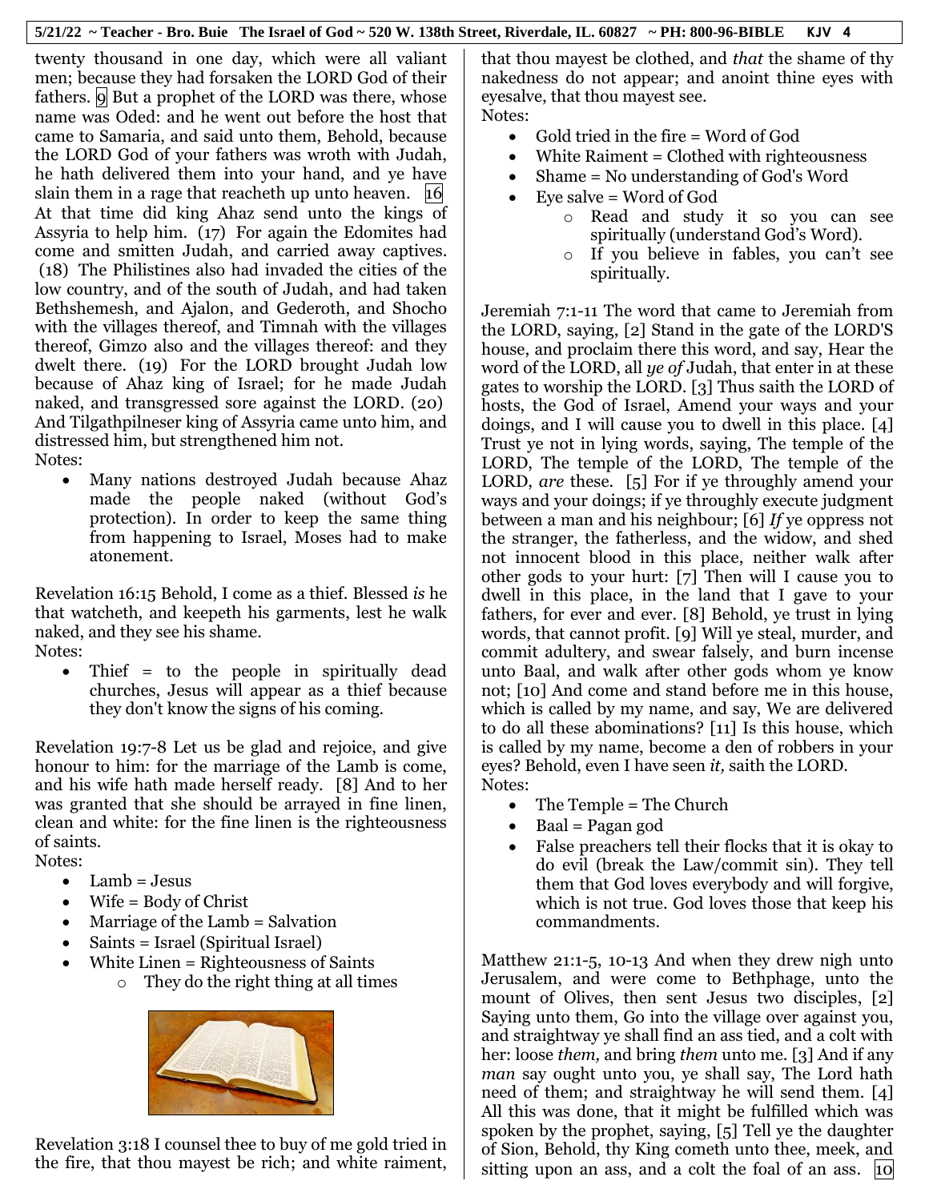twenty thousand in one day, which were all valiant men; because they had forsaken the LORD God of their fathers. 9 But a prophet of the LORD was there, whose name was Oded: and he went out before the host that came to Samaria, and said unto them, Behold, because the LORD God of your fathers was wroth with Judah, he hath delivered them into your hand, and ye have slain them in a rage that reacheth up unto heaven. 16 At that time did king Ahaz send unto the kings of Assyria to help him. (17) For again the Edomites had come and smitten Judah, and carried away captives. (18) The Philistines also had invaded the cities of the low country, and of the south of Judah, and had taken Bethshemesh, and Ajalon, and Gederoth, and Shocho with the villages thereof, and Timnah with the villages thereof, Gimzo also and the villages thereof: and they dwelt there. (19) For the LORD brought Judah low because of Ahaz king of Israel; for he made Judah naked, and transgressed sore against the LORD. (20) And Tilgathpilneser king of Assyria came unto him, and distressed him, but strengthened him not.

Notes:

- Many nations destroyed Judah because Ahaz made the people naked (without God's protection). In order to keep the same thing from happening to Israel, Moses had to make atonement.

Revelation 16:15 Behold, I come as a thief. Blessed *is* he that watcheth, and keepeth his garments, lest he walk naked, and they see his shame.

Notes:

- Thief = to the people in spiritually dead churches, Jesus will appear as a thief because they don't know the signs of his coming.

Revelation 19:7-8 Let us be glad and rejoice, and give honour to him: for the marriage of the Lamb is come, and his wife hath made herself ready. [8] And to her was granted that she should be arrayed in fine linen, clean and white: for the fine linen is the righteousness of saints.

Notes:

- Lamb = Jesus
- Wife = Body of Christ
- Marriage of the Lamb = Salvation
- Saints = Israel (Spiritual Israel)
- White Linen = Righteousness of Saints
    - They do the right thing at all times

Revelation 3:18 I counsel thee to buy of me gold tried in the fire, that thou mayest be rich; and white raiment, that thou mayest be clothed, and *that* the shame of thy nakedness do not appear; and anoint thine eyes with eyesalve, that thou mayest see.

Notes:

- Gold tried in the fire = Word of God
- White Raiment = Clothed with righteousness
- Shame = No understanding of God's Word
- Eye salve = Word of God
    - Read and study it so you can see spiritually (understand God's Word).
    - If you believe in fables, you can't see spiritually.

Jeremiah 7:1-11 The word that came to Jeremiah from the LORD, saying, [2] Stand in the gate of the LORD'S house, and proclaim there this word, and say, Hear the word of the LORD, all *ye of* Judah, that enter in at these gates to worship the LORD. [3] Thus saith the LORD of hosts, the God of Israel, Amend your ways and your doings, and I will cause you to dwell in this place. [4] Trust ye not in lying words, saying, The temple of the LORD, The temple of the LORD, The temple of the LORD, *are* these. [5] For if ye throughly amend your ways and your doings; if ye throughly execute judgment between a man and his neighbour; [6] *If* ye oppress not the stranger, the fatherless, and the widow, and shed not innocent blood in this place, neither walk after other gods to your hurt: [7] Then will I cause you to dwell in this place, in the land that I gave to your fathers, for ever and ever. [8] Behold, ye trust in lying words, that cannot profit. [9] Will ye steal, murder, and commit adultery, and swear falsely, and burn incense unto Baal, and walk after other gods whom ye know not; [10] And come and stand before me in this house, which is called by my name, and say, We are delivered to do all these abominations? [11] Is this house, which is called by my name, become a den of robbers in your eyes? Behold, even I have seen *it,* saith the LORD.

Notes:

- The Temple = The Church
- Baal = Pagan god
- False preachers tell their flocks that it is okay to do evil (break the Law/commit sin). They tell them that God loves everybody and will forgive, which is not true. God loves those that keep his commandments.

Matthew 21:1-5, 10-13 And when they drew nigh unto Jerusalem, and were come to Bethphage, unto the mount of Olives, then sent Jesus two disciples, [2] Saying unto them, Go into the village over against you, and straightway ye shall find an ass tied, and a colt with her: loose *them,* and bring *them* unto me. [3] And if any *man* say ought unto you, ye shall say, The Lord hath need of them; and straightway he will send them. [4] All this was done, that it might be fulfilled which was spoken by the prophet, saying, [5] Tell ye the daughter of Sion, Behold, thy King cometh unto thee, meek, and sitting upon an ass, and a colt the foal of an ass. 10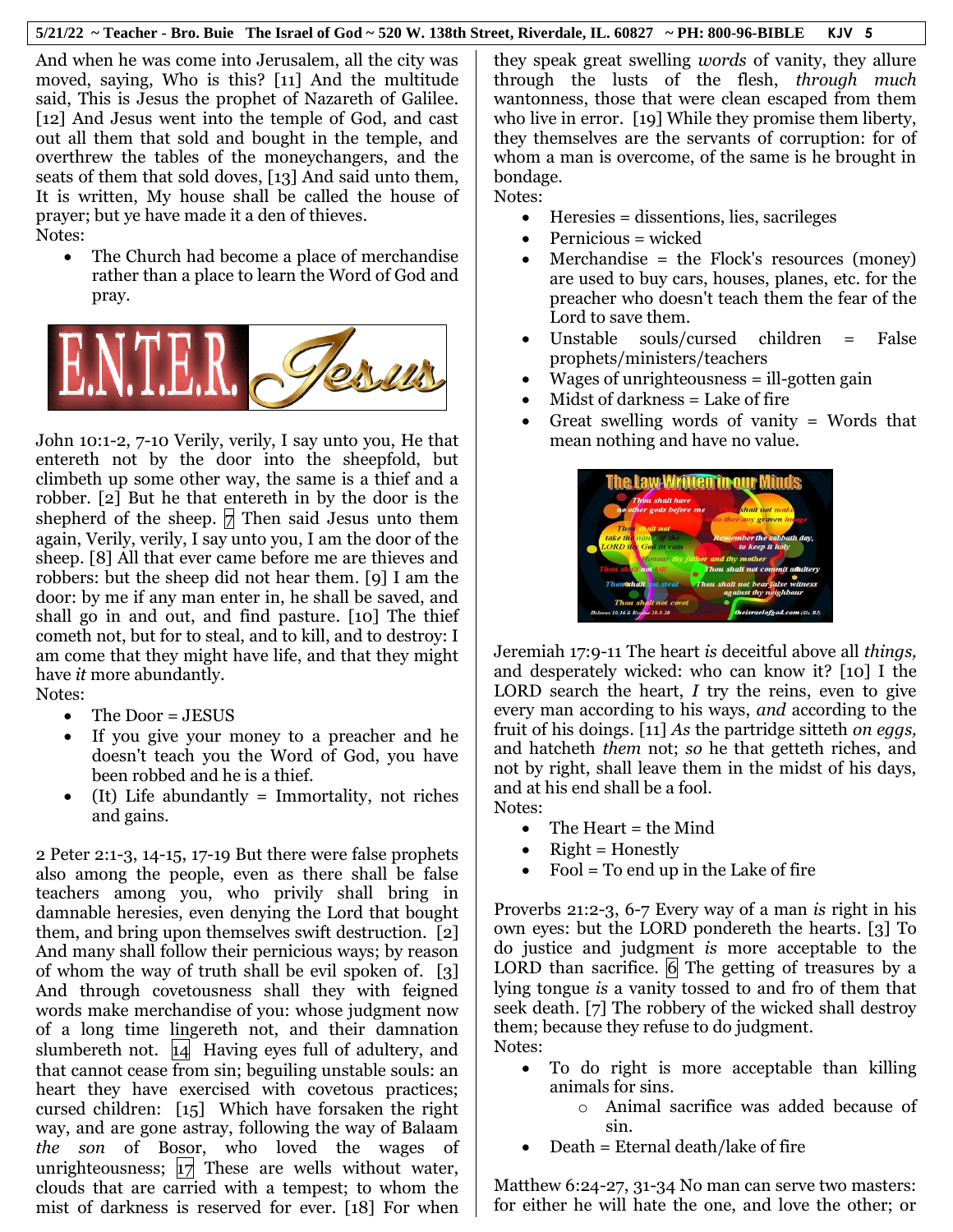And when he was come into Jerusalem, all the city was moved, saying, Who is this? [11] And the multitude said, This is Jesus the prophet of Nazareth of Galilee. [12] And Jesus went into the temple of God, and cast out all them that sold and bought in the temple, and overthrew the tables of the moneychangers, and the seats of them that sold doves, [13] And said unto them, It is written, My house shall be called the house of prayer; but ye have made it a den of thieves.
Notes:

- The Church had become a place of merchandise rather than a place to learn the Word of God and pray.

John 10:1-2, 7-10 Verily, verily, I say unto you, He that entereth not by the door into the sheepfold, but climbeth up some other way, the same is a thief and a robber. [2] But he that entereth in by the door is the shepherd of the sheep. [7] Then said Jesus unto them again, Verily, verily, I say unto you, I am the door of the sheep. [8] All that ever came before me are thieves and robbers: but the sheep did not hear them. [9] I am the door: by me if any man enter in, he shall be saved, and shall go in and out, and find pasture. [10] The thief cometh not, but for to steal, and to kill, and to destroy: I am come that they might have life, and that they might have *it* more abundantly.
Notes:

- The Door = JESUS
- If you give your money to a preacher and he doesn't teach you the Word of God, you have been robbed and he is a thief.
- (It) Life abundantly = Immortality, not riches and gains.

2 Peter 2:1-3, 14-15, 17-19 But there were false prophets also among the people, even as there shall be false teachers among you, who privily shall bring in damnable heresies, even denying the Lord that bought them, and bring upon themselves swift destruction. [2] And many shall follow their pernicious ways; by reason of whom the way of truth shall be evil spoken of. [3] And through covetousness shall they with feigned words make merchandise of you: whose judgment now of a long time lingereth not, and their damnation slumbereth not. [14] Having eyes full of adultery, and that cannot cease from sin; beguiling unstable souls: an heart they have exercised with covetous practices; cursed children: [15] Which have forsaken the right way, and are gone astray, following the way of Balaam *the son* of Bosor, who loved the wages of unrighteousness; [17] These are wells without water, clouds that are carried with a tempest; to whom the mist of darkness is reserved for ever. [18] For when they speak great swelling *words* of vanity, they allure through the lusts of the flesh, *through much* wantonness, those that were clean escaped from them who live in error. [19] While they promise them liberty, they themselves are the servants of corruption: for of whom a man is overcome, of the same is he brought in bondage.
Notes:

- Heresies = dissentions, lies, sacrileges
- Pernicious = wicked
- Merchandise = the Flock's resources (money) are used to buy cars, houses, planes, etc. for the preacher who doesn't teach them the fear of the Lord to save them.
- Unstable souls/cursed children = False prophets/ministers/teachers
- Wages of unrighteousness = ill-gotten gain
- Midst of darkness = Lake of fire
- Great swelling words of vanity = Words that mean nothing and have no value.

Jeremiah 17:9-11 The heart *is* deceitful above all *things,* and desperately wicked: who can know it? [10] I the LORD search the heart, *I* try the reins, even to give every man according to his ways, *and* according to the fruit of his doings. [11] *As* the partridge sitteth *on eggs,* and hatcheth *them* not; *so* he that getteth riches, and not by right, shall leave them in the midst of his days, and at his end shall be a fool.
Notes:

- The Heart = the Mind
- Right = Honestly
- Fool = To end up in the Lake of fire

Proverbs 21:2-3, 6-7 Every way of a man *is* right in his own eyes: but the LORD pondereth the hearts. [3] To do justice and judgment *is* more acceptable to the LORD than sacrifice. [6] The getting of treasures by a lying tongue *is* a vanity tossed to and fro of them that seek death. [7] The robbery of the wicked shall destroy them; because they refuse to do judgment.
Notes:

- To do right is more acceptable than killing animals for sins.
  - Animal sacrifice was added because of sin.
- Death = Eternal death/lake of fire

Matthew 6:24-27, 31-34 No man can serve two masters: for either he will hate the one, and love the other; or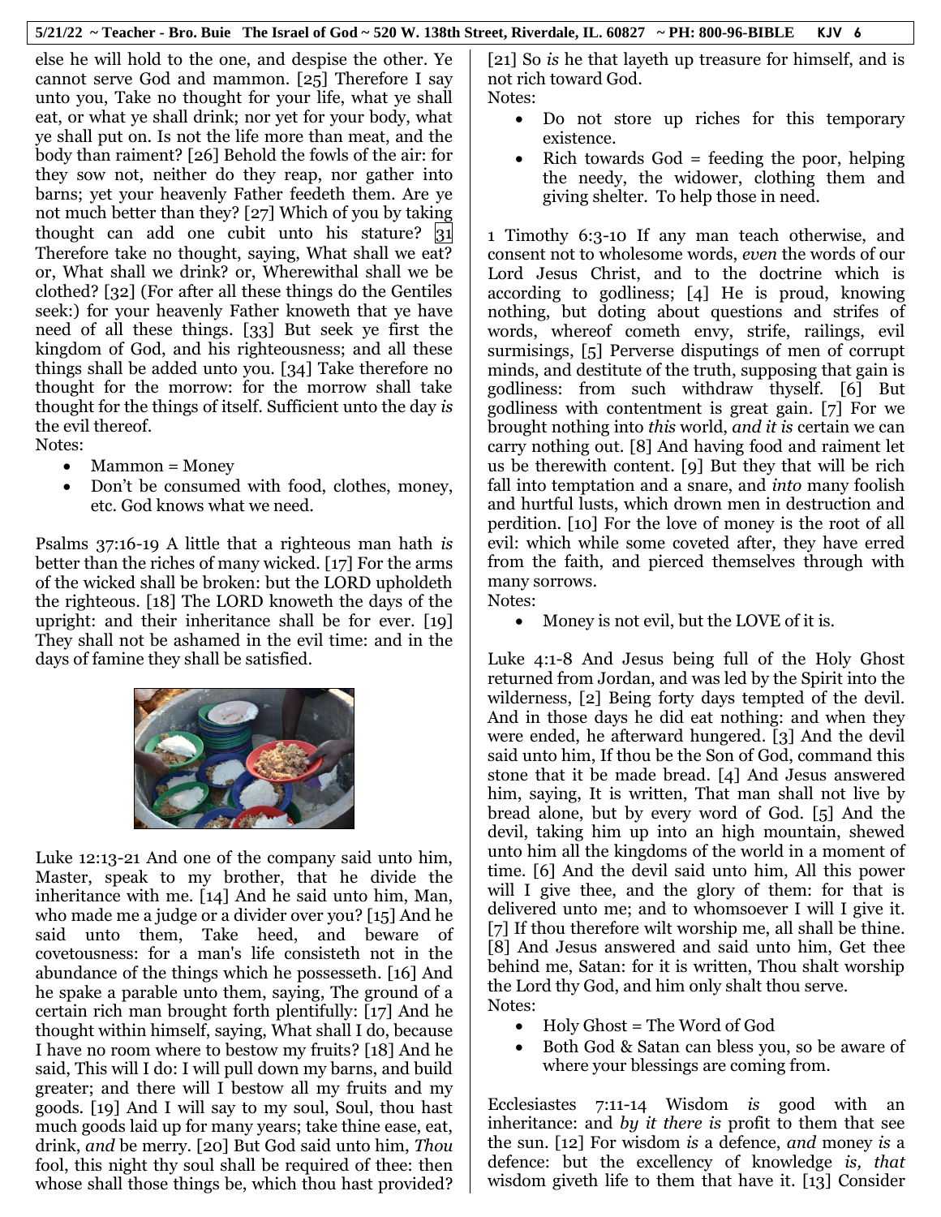else he will hold to the one, and despise the other. Ye cannot serve God and mammon. [25] Therefore I say unto you, Take no thought for your life, what ye shall eat, or what ye shall drink; nor yet for your body, what ye shall put on. Is not the life more than meat, and the body than raiment? [26] Behold the fowls of the air: for they sow not, neither do they reap, nor gather into barns; yet your heavenly Father feedeth them. Are ye not much better than they? [27] Which of you by taking thought can add one cubit unto his stature? [31] Therefore take no thought, saying, What shall we eat? or, What shall we drink? or, Wherewithal shall we be clothed? [32] (For after all these things do the Gentiles seek:) for your heavenly Father knoweth that ye have need of all these things. [33] But seek ye first the kingdom of God, and his righteousness; and all these things shall be added unto you. [34] Take therefore no thought for the morrow: for the morrow shall take thought for the things of itself. Sufficient unto the day *is* the evil thereof.

Notes:

- Mammon = Money
- Don't be consumed with food, clothes, money, etc. God knows what we need.

Psalms 37:16-19 A little that a righteous man hath *is* better than the riches of many wicked. [17] For the arms of the wicked shall be broken: but the LORD upholdeth the righteous. [18] The LORD knoweth the days of the upright: and their inheritance shall be for ever. [19] They shall not be ashamed in the evil time: and in the days of famine they shall be satisfied.

Luke 12:13-21 And one of the company said unto him, Master, speak to my brother, that he divide the inheritance with me. [14] And he said unto him, Man, who made me a judge or a divider over you? [15] And he said unto them, Take heed, and beware of covetousness: for a man's life consisteth not in the abundance of the things which he possesseth. [16] And he spake a parable unto them, saying, The ground of a certain rich man brought forth plentifully: [17] And he thought within himself, saying, What shall I do, because I have no room where to bestow my fruits? [18] And he said, This will I do: I will pull down my barns, and build greater; and there will I bestow all my fruits and my goods. [19] And I will say to my soul, Soul, thou hast much goods laid up for many years; take thine ease, eat, drink, *and* be merry. [20] But God said unto him, *Thou* fool, this night thy soul shall be required of thee: then whose shall those things be, which thou hast provided? [21] So *is* he that layeth up treasure for himself, and is not rich toward God.

Notes:

- Do not store up riches for this temporary existence.
- Rich towards God = feeding the poor, helping the needy, the widower, clothing them and giving shelter. To help those in need.

1 Timothy 6:3-10 If any man teach otherwise, and consent not to wholesome words, *even* the words of our Lord Jesus Christ, and to the doctrine which is according to godliness; [4] He is proud, knowing nothing, but doting about questions and strifes of words, whereof cometh envy, strife, railings, evil surmisings, [5] Perverse disputings of men of corrupt minds, and destitute of the truth, supposing that gain is godliness: from such withdraw thyself. [6] But godliness with contentment is great gain. [7] For we brought nothing into *this* world, *and it is* certain we can carry nothing out. [8] And having food and raiment let us be therewith content. [9] But they that will be rich fall into temptation and a snare, and *into* many foolish and hurtful lusts, which drown men in destruction and perdition. [10] For the love of money is the root of all evil: which while some coveted after, they have erred from the faith, and pierced themselves through with many sorrows.

Notes:

- Money is not evil, but the LOVE of it is.

Luke 4:1-8 And Jesus being full of the Holy Ghost returned from Jordan, and was led by the Spirit into the wilderness, [2] Being forty days tempted of the devil. And in those days he did eat nothing: and when they were ended, he afterward hungered. [3] And the devil said unto him, If thou be the Son of God, command this stone that it be made bread. [4] And Jesus answered him, saying, It is written, That man shall not live by bread alone, but by every word of God. [5] And the devil, taking him up into an high mountain, shewed unto him all the kingdoms of the world in a moment of time. [6] And the devil said unto him, All this power will I give thee, and the glory of them: for that is delivered unto me; and to whomsoever I will I give it. [7] If thou therefore wilt worship me, all shall be thine. [8] And Jesus answered and said unto him, Get thee behind me, Satan: for it is written, Thou shalt worship the Lord thy God, and him only shalt thou serve.

Notes:

- Holy Ghost = The Word of God
- Both God & Satan can bless you, so be aware of where your blessings are coming from.

Ecclesiastes 7:11-14 Wisdom *is* good with an inheritance: and *by it there is* profit to them that see the sun. [12] For wisdom *is* a defence, *and* money *is* a defence: but the excellency of knowledge *is, that* wisdom giveth life to them that have it. [13] Consider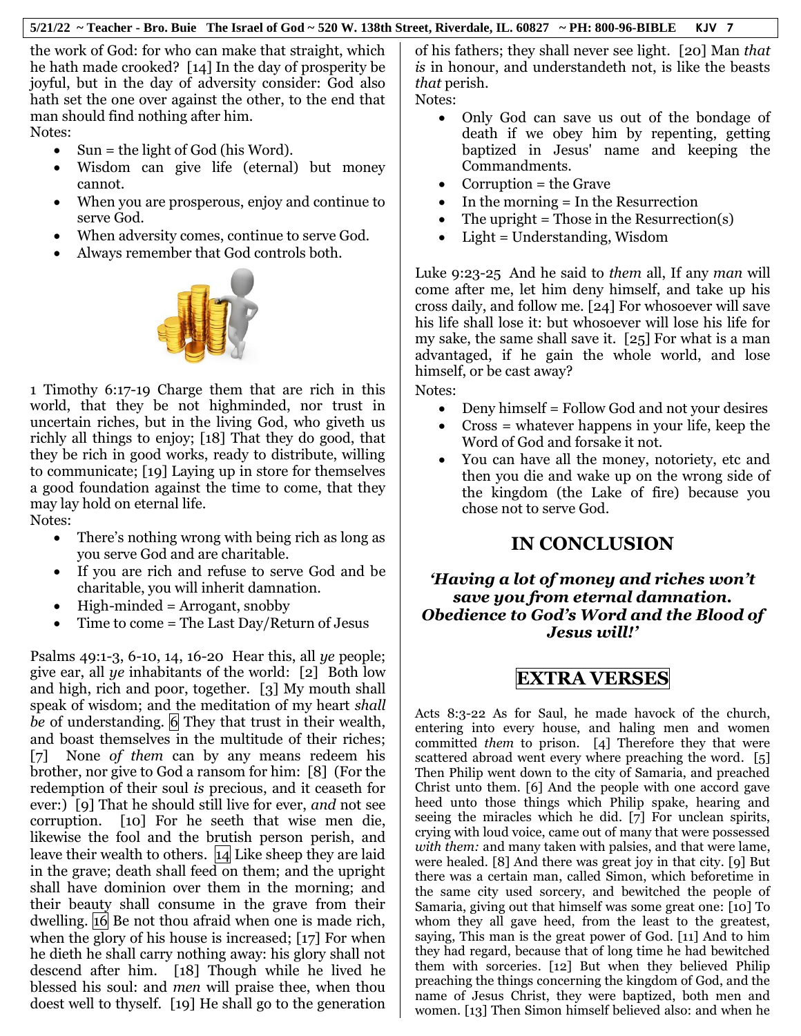the work of God: for who can make that straight, which he hath made crooked? [14] In the day of prosperity be joyful, but in the day of adversity consider: God also hath set the one over against the other, to the end that man should find nothing after him.

Notes:

- Sun = the light of God (his Word).
- Wisdom can give life (eternal) but money cannot.
- When you are prosperous, enjoy and continue to serve God.
- When adversity comes, continue to serve God.
- Always remember that God controls both.

1 Timothy 6:17-19 Charge them that are rich in this world, that they be not highminded, nor trust in uncertain riches, but in the living God, who giveth us richly all things to enjoy; [18] That they do good, that they be rich in good works, ready to distribute, willing to communicate; [19] Laying up in store for themselves a good foundation against the time to come, that they may lay hold on eternal life.

Notes:

- There's nothing wrong with being rich as long as you serve God and are charitable.
- If you are rich and refuse to serve God and be charitable, you will inherit damnation.
- High-minded = Arrogant, snobby
- Time to come = The Last Day/Return of Jesus

Psalms 49:1-3, 6-10, 14, 16-20 Hear this, all *ye* people; give ear, all *ye* inhabitants of the world: [2] Both low and high, rich and poor, together. [3] My mouth shall speak of wisdom; and the meditation of my heart *shall be* of understanding. [6] They that trust in their wealth, and boast themselves in the multitude of their riches; [7] None *of them* can by any means redeem his brother, nor give to God a ransom for him: [8] (For the redemption of their soul *is* precious, and it ceaseth for ever:) [9] That he should still live for ever, *and* not see corruption. [10] For he seeth that wise men die, likewise the fool and the brutish person perish, and leave their wealth to others. [14] Like sheep they are laid in the grave; death shall feed on them; and the upright shall have dominion over them in the morning; and their beauty shall consume in the grave from their dwelling. [16] Be not thou afraid when one is made rich, when the glory of his house is increased; [17] For when he dieth he shall carry nothing away: his glory shall not descend after him. [18] Though while he lived he blessed his soul: and *men* will praise thee, when thou doest well to thyself. [19] He shall go to the generation of his fathers; they shall never see light. [20] Man *that is* in honour, and understandeth not, is like the beasts *that* perish.

Notes:

- Only God can save us out of the bondage of death if we obey him by repenting, getting baptized in Jesus' name and keeping the Commandments.
- Corruption = the Grave
- In the morning = In the Resurrection
- The upright = Those in the Resurrection(s)
- Light = Understanding, Wisdom

Luke 9:23-25 And he said to *them* all, If any *man* will come after me, let him deny himself, and take up his cross daily, and follow me. [24] For whosoever will save his life shall lose it: but whosoever will lose his life for my sake, the same shall save it. [25] For what is a man advantaged, if he gain the whole world, and lose himself, or be cast away?

Notes:

- Deny himself = Follow God and not your desires
- Cross = whatever happens in your life, keep the Word of God and forsake it not.
- You can have all the money, notoriety, etc and then you die and wake up on the wrong side of the kingdom (the Lake of fire) because you chose not to serve God.

## IN CONCLUSION

***'Having a lot of money and riches won't save you from eternal damnation. Obedience to God's Word and the Blood of Jesus will!'***

## EXTRA VERSES

Acts 8:3-22 As for Saul, he made havock of the church, entering into every house, and haling men and women committed *them* to prison. [4] Therefore they that were scattered abroad went every where preaching the word. [5] Then Philip went down to the city of Samaria, and preached Christ unto them. [6] And the people with one accord gave heed unto those things which Philip spake, hearing and seeing the miracles which he did. [7] For unclean spirits, crying with loud voice, came out of many that were possessed *with them:* and many taken with palsies, and that were lame, were healed. [8] And there was great joy in that city. [9] But there was a certain man, called Simon, which beforetime in the same city used sorcery, and bewitched the people of Samaria, giving out that himself was some great one: [10] To whom they all gave heed, from the least to the greatest, saying, This man is the great power of God. [11] And to him they had regard, because that of long time he had bewitched them with sorceries. [12] But when they believed Philip preaching the things concerning the kingdom of God, and the name of Jesus Christ, they were baptized, both men and women. [13] Then Simon himself believed also: and when he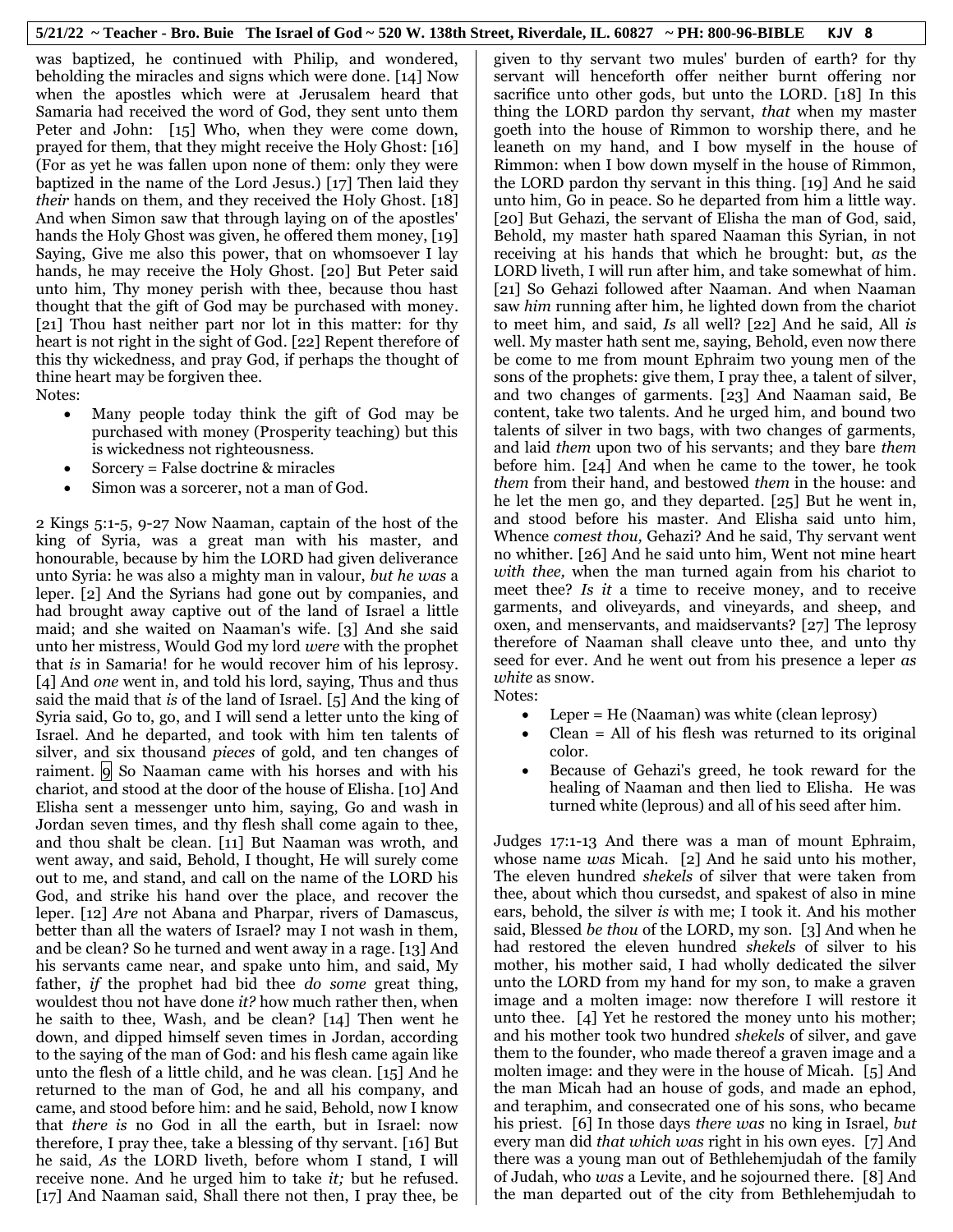was baptized, he continued with Philip, and wondered, beholding the miracles and signs which were done. [14] Now when the apostles which were at Jerusalem heard that Samaria had received the word of God, they sent unto them Peter and John: [15] Who, when they were come down, prayed for them, that they might receive the Holy Ghost: [16] (For as yet he was fallen upon none of them: only they were baptized in the name of the Lord Jesus.) [17] Then laid they *their* hands on them, and they received the Holy Ghost. [18] And when Simon saw that through laying on of the apostles' hands the Holy Ghost was given, he offered them money, [19] Saying, Give me also this power, that on whomsoever I lay hands, he may receive the Holy Ghost. [20] But Peter said unto him, Thy money perish with thee, because thou hast thought that the gift of God may be purchased with money. [21] Thou hast neither part nor lot in this matter: for thy heart is not right in the sight of God. [22] Repent therefore of this thy wickedness, and pray God, if perhaps the thought of thine heart may be forgiven thee.

Notes:

- Many people today think the gift of God may be purchased with money (Prosperity teaching) but this is wickedness not righteousness.
- Sorcery = False doctrine & miracles
- Simon was a sorcerer, not a man of God.

2 Kings 5:1-5, 9-27 Now Naaman, captain of the host of the king of Syria, was a great man with his master, and honourable, because by him the LORD had given deliverance unto Syria: he was also a mighty man in valour, *but he was* a leper. [2] And the Syrians had gone out by companies, and had brought away captive out of the land of Israel a little maid; and she waited on Naaman's wife. [3] And she said unto her mistress, Would God my lord *were* with the prophet that *is* in Samaria! for he would recover him of his leprosy. [4] And *one* went in, and told his lord, saying, Thus and thus said the maid that *is* of the land of Israel. [5] And the king of Syria said, Go to, go, and I will send a letter unto the king of Israel. And he departed, and took with him ten talents of silver, and six thousand *pieces* of gold, and ten changes of raiment. [9] So Naaman came with his horses and with his chariot, and stood at the door of the house of Elisha. [10] And Elisha sent a messenger unto him, saying, Go and wash in Jordan seven times, and thy flesh shall come again to thee, and thou shalt be clean. [11] But Naaman was wroth, and went away, and said, Behold, I thought, He will surely come out to me, and stand, and call on the name of the LORD his God, and strike his hand over the place, and recover the leper. [12] *Are* not Abana and Pharpar, rivers of Damascus, better than all the waters of Israel? may I not wash in them, and be clean? So he turned and went away in a rage. [13] And his servants came near, and spake unto him, and said, My father, *if* the prophet had bid thee *do some* great thing, wouldest thou not have done *it?* how much rather then, when he saith to thee, Wash, and be clean? [14] Then went he down, and dipped himself seven times in Jordan, according to the saying of the man of God: and his flesh came again like unto the flesh of a little child, and he was clean. [15] And he returned to the man of God, he and all his company, and came, and stood before him: and he said, Behold, now I know that *there is* no God in all the earth, but in Israel: now therefore, I pray thee, take a blessing of thy servant. [16] But he said, *As* the LORD liveth, before whom I stand, I will receive none. And he urged him to take *it;* but he refused. [17] And Naaman said, Shall there not then, I pray thee, be given to thy servant two mules' burden of earth? for thy servant will henceforth offer neither burnt offering nor sacrifice unto other gods, but unto the LORD. [18] In this thing the LORD pardon thy servant, *that* when my master goeth into the house of Rimmon to worship there, and he leaneth on my hand, and I bow myself in the house of Rimmon: when I bow down myself in the house of Rimmon, the LORD pardon thy servant in this thing. [19] And he said unto him, Go in peace. So he departed from him a little way. [20] But Gehazi, the servant of Elisha the man of God, said, Behold, my master hath spared Naaman this Syrian, in not receiving at his hands that which he brought: but, *as* the LORD liveth, I will run after him, and take somewhat of him. [21] So Gehazi followed after Naaman. And when Naaman saw *him* running after him, he lighted down from the chariot to meet him, and said, *Is* all well? [22] And he said, All *is* well. My master hath sent me, saying, Behold, even now there be come to me from mount Ephraim two young men of the sons of the prophets: give them, I pray thee, a talent of silver, and two changes of garments. [23] And Naaman said, Be content, take two talents. And he urged him, and bound two talents of silver in two bags, with two changes of garments, and laid *them* upon two of his servants; and they bare *them* before him. [24] And when he came to the tower, he took *them* from their hand, and bestowed *them* in the house: and he let the men go, and they departed. [25] But he went in, and stood before his master. And Elisha said unto him, Whence *comest thou,* Gehazi? And he said, Thy servant went no whither. [26] And he said unto him, Went not mine heart *with thee,* when the man turned again from his chariot to meet thee? *Is it* a time to receive money, and to receive garments, and oliveyards, and vineyards, and sheep, and oxen, and menservants, and maidservants? [27] The leprosy therefore of Naaman shall cleave unto thee, and unto thy seed for ever. And he went out from his presence a leper *as white* as snow.

Notes:

- Leper = He (Naaman) was white (clean leprosy)
- Clean = All of his flesh was returned to its original color.
- Because of Gehazi's greed, he took reward for the healing of Naaman and then lied to Elisha. He was turned white (leprous) and all of his seed after him.

Judges 17:1-13 And there was a man of mount Ephraim, whose name *was* Micah. [2] And he said unto his mother, The eleven hundred *shekels* of silver that were taken from thee, about which thou cursedst, and spakest of also in mine ears, behold, the silver *is* with me; I took it. And his mother said, Blessed *be thou* of the LORD, my son. [3] And when he had restored the eleven hundred *shekels* of silver to his mother, his mother said, I had wholly dedicated the silver unto the LORD from my hand for my son, to make a graven image and a molten image: now therefore I will restore it unto thee. [4] Yet he restored the money unto his mother; and his mother took two hundred *shekels* of silver, and gave them to the founder, who made thereof a graven image and a molten image: and they were in the house of Micah. [5] And the man Micah had an house of gods, and made an ephod, and teraphim, and consecrated one of his sons, who became his priest. [6] In those days *there was* no king in Israel, *but* every man did *that which was* right in his own eyes. [7] And there was a young man out of Bethlehemjudah of the family of Judah, who *was* a Levite, and he sojourned there. [8] And the man departed out of the city from Bethlehemjudah to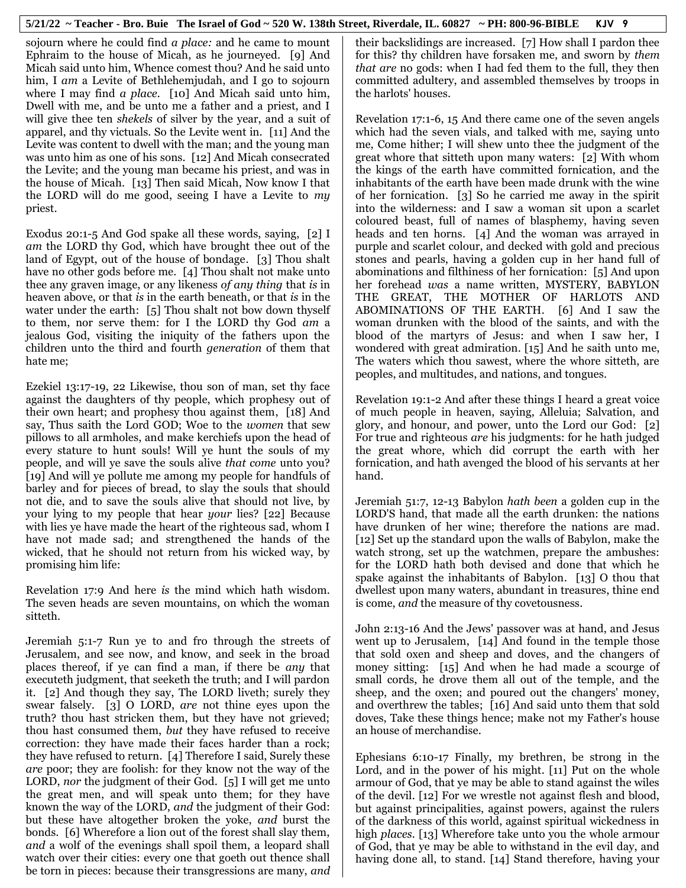sojourn where he could find *a place:* and he came to mount Ephraim to the house of Micah, as he journeyed. [9] And Micah said unto him, Whence comest thou? And he said unto him, I *am* a Levite of Bethlehemjudah, and I go to sojourn where I may find *a place.* [10] And Micah said unto him, Dwell with me, and be unto me a father and a priest, and I will give thee ten *shekels* of silver by the year, and a suit of apparel, and thy victuals. So the Levite went in. [11] And the Levite was content to dwell with the man; and the young man was unto him as one of his sons. [12] And Micah consecrated the Levite; and the young man became his priest, and was in the house of Micah. [13] Then said Micah, Now know I that the LORD will do me good, seeing I have a Levite to *my* priest.

Exodus 20:1-5 And God spake all these words, saying, [2] I *am* the LORD thy God, which have brought thee out of the land of Egypt, out of the house of bondage. [3] Thou shalt have no other gods before me. [4] Thou shalt not make unto thee any graven image, or any likeness *of any thing* that *is* in heaven above, or that *is* in the earth beneath, or that *is* in the water under the earth: [5] Thou shalt not bow down thyself to them, nor serve them: for I the LORD thy God *am* a jealous God, visiting the iniquity of the fathers upon the children unto the third and fourth *generation* of them that hate me;

Ezekiel 13:17-19, 22 Likewise, thou son of man, set thy face against the daughters of thy people, which prophesy out of their own heart; and prophesy thou against them, [18] And say, Thus saith the Lord GOD; Woe to the *women* that sew pillows to all armholes, and make kerchiefs upon the head of every stature to hunt souls! Will ye hunt the souls of my people, and will ye save the souls alive *that come* unto you? [19] And will ye pollute me among my people for handfuls of barley and for pieces of bread, to slay the souls that should not die, and to save the souls alive that should not live, by your lying to my people that hear *your* lies? [22] Because with lies ye have made the heart of the righteous sad, whom I have not made sad; and strengthened the hands of the wicked, that he should not return from his wicked way, by promising him life:

Revelation 17:9 And here *is* the mind which hath wisdom. The seven heads are seven mountains, on which the woman sitteth.

Jeremiah 5:1-7 Run ye to and fro through the streets of Jerusalem, and see now, and know, and seek in the broad places thereof, if ye can find a man, if there be *any* that executeth judgment, that seeketh the truth; and I will pardon it. [2] And though they say, The LORD liveth; surely they swear falsely. [3] O LORD, *are* not thine eyes upon the truth? thou hast stricken them, but they have not grieved; thou hast consumed them, *but* they have refused to receive correction: they have made their faces harder than a rock; they have refused to return. [4] Therefore I said, Surely these *are* poor; they are foolish: for they know not the way of the LORD, *nor* the judgment of their God. [5] I will get me unto the great men, and will speak unto them; for they have known the way of the LORD, *and* the judgment of their God: but these have altogether broken the yoke, *and* burst the bonds. [6] Wherefore a lion out of the forest shall slay them, *and* a wolf of the evenings shall spoil them, a leopard shall watch over their cities: every one that goeth out thence shall be torn in pieces: because their transgressions are many, *and* their backslidings are increased. [7] How shall I pardon thee for this? thy children have forsaken me, and sworn by *them that are* no gods: when I had fed them to the full, they then committed adultery, and assembled themselves by troops in the harlots' houses.

Revelation 17:1-6, 15 And there came one of the seven angels which had the seven vials, and talked with me, saying unto me, Come hither; I will shew unto thee the judgment of the great whore that sitteth upon many waters: [2] With whom the kings of the earth have committed fornication, and the inhabitants of the earth have been made drunk with the wine of her fornication. [3] So he carried me away in the spirit into the wilderness: and I saw a woman sit upon a scarlet coloured beast, full of names of blasphemy, having seven heads and ten horns. [4] And the woman was arrayed in purple and scarlet colour, and decked with gold and precious stones and pearls, having a golden cup in her hand full of abominations and filthiness of her fornication: [5] And upon her forehead *was* a name written, MYSTERY, BABYLON THE GREAT, THE MOTHER OF HARLOTS AND ABOMINATIONS OF THE EARTH. [6] And I saw the woman drunken with the blood of the saints, and with the blood of the martyrs of Jesus: and when I saw her, I wondered with great admiration. [15] And he saith unto me, The waters which thou sawest, where the whore sitteth, are peoples, and multitudes, and nations, and tongues.

Revelation 19:1-2 And after these things I heard a great voice of much people in heaven, saying, Alleluia; Salvation, and glory, and honour, and power, unto the Lord our God: [2] For true and righteous *are* his judgments: for he hath judged the great whore, which did corrupt the earth with her fornication, and hath avenged the blood of his servants at her hand.

Jeremiah 51:7, 12-13 Babylon *hath been* a golden cup in the LORD'S hand, that made all the earth drunken: the nations have drunken of her wine; therefore the nations are mad. [12] Set up the standard upon the walls of Babylon, make the watch strong, set up the watchmen, prepare the ambushes: for the LORD hath both devised and done that which he spake against the inhabitants of Babylon. [13] O thou that dwellest upon many waters, abundant in treasures, thine end is come, *and* the measure of thy covetousness.

John 2:13-16 And the Jews' passover was at hand, and Jesus went up to Jerusalem, [14] And found in the temple those that sold oxen and sheep and doves, and the changers of money sitting: [15] And when he had made a scourge of small cords, he drove them all out of the temple, and the sheep, and the oxen; and poured out the changers' money, and overthrew the tables; [16] And said unto them that sold doves, Take these things hence; make not my Father's house an house of merchandise.

Ephesians 6:10-17 Finally, my brethren, be strong in the Lord, and in the power of his might. [11] Put on the whole armour of God, that ye may be able to stand against the wiles of the devil. [12] For we wrestle not against flesh and blood, but against principalities, against powers, against the rulers of the darkness of this world, against spiritual wickedness in high *places.* [13] Wherefore take unto you the whole armour of God, that ye may be able to withstand in the evil day, and having done all, to stand. [14] Stand therefore, having your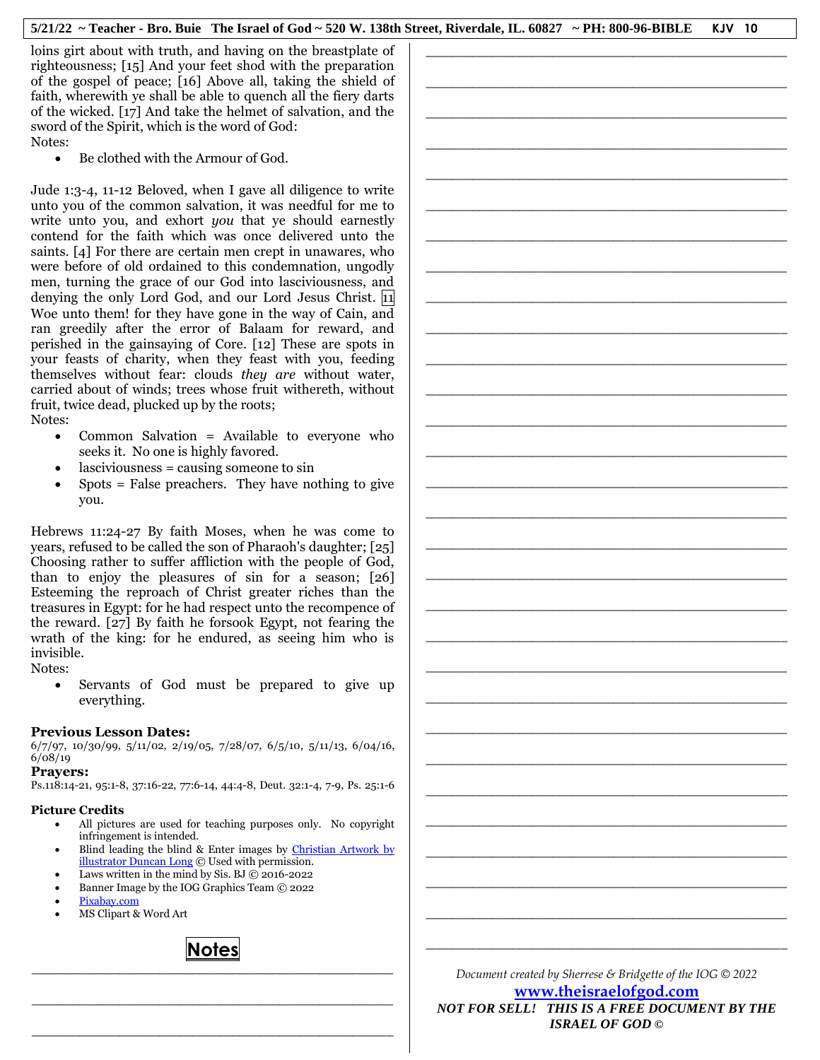loins girt about with truth, and having on the breastplate of righteousness; [15] And your feet shod with the preparation of the gospel of peace; [16] Above all, taking the shield of faith, wherewith ye shall be able to quench all the fiery darts of the wicked. [17] And take the helmet of salvation, and the sword of the Spirit, which is the word of God:

Notes:

- Be clothed with the Armour of God.

Jude 1:3-4, 11-12 Beloved, when I gave all diligence to write unto you of the common salvation, it was needful for me to write unto you, and exhort *you* that ye should earnestly contend for the faith which was once delivered unto the saints. [4] For there are certain men crept in unawares, who were before of old ordained to this condemnation, ungodly men, turning the grace of our God into lasciviousness, and denying the only Lord God, and our Lord Jesus Christ. [11] Woe unto them! for they have gone in the way of Cain, and ran greedily after the error of Balaam for reward, and perished in the gainsaying of Core. [12] These are spots in your feasts of charity, when they feast with you, feeding themselves without fear: clouds *they are* without water, carried about of winds; trees whose fruit withereth, without fruit, twice dead, plucked up by the roots;

Notes:

- Common Salvation = Available to everyone who seeks it. No one is highly favored.
- lasciviousness = causing someone to sin
- Spots = False preachers. They have nothing to give you.

Hebrews 11:24-27 By faith Moses, when he was come to years, refused to be called the son of Pharaoh's daughter; [25] Choosing rather to suffer affliction with the people of God, than to enjoy the pleasures of sin for a season; [26] Esteeming the reproach of Christ greater riches than the treasures in Egypt: for he had respect unto the recompence of the reward. [27] By faith he forsook Egypt, not fearing the wrath of the king: for he endured, as seeing him who is invisible.

Notes:

- Servants of God must be prepared to give up everything.

**Previous Lesson Dates:**

6/7/97, 10/30/99, 5/11/02, 2/19/05, 7/28/07, 6/5/10, 5/11/13, 6/04/16, 6/08/19

**Prayers:**

Ps.118:14-21, 95:1-8, 37:16-22, 77:6-14, 44:4-8, Deut. 32:1-4, 7-9, Ps. 25:1-6

**Picture Credits**

- All pictures are used for teaching purposes only. No copyright infringement is intended.
- Blind leading the blind & Enter images by Christian Artwork by illustrator Duncan Long © Used with permission.
- Laws written in the mind by Sis. BJ © 2016-2022
- Banner Image by the IOG Graphics Team © 2022
- Pixabay.com
- MS Clipart & Word Art

**Notes**

*Document created by Sherrese & Bridgette of the IOG © 2022*

**www.theisraelofgod.com**

***NOT FOR SELL! THIS IS A FREE DOCUMENT BY THE ISRAEL OF GOD ©***